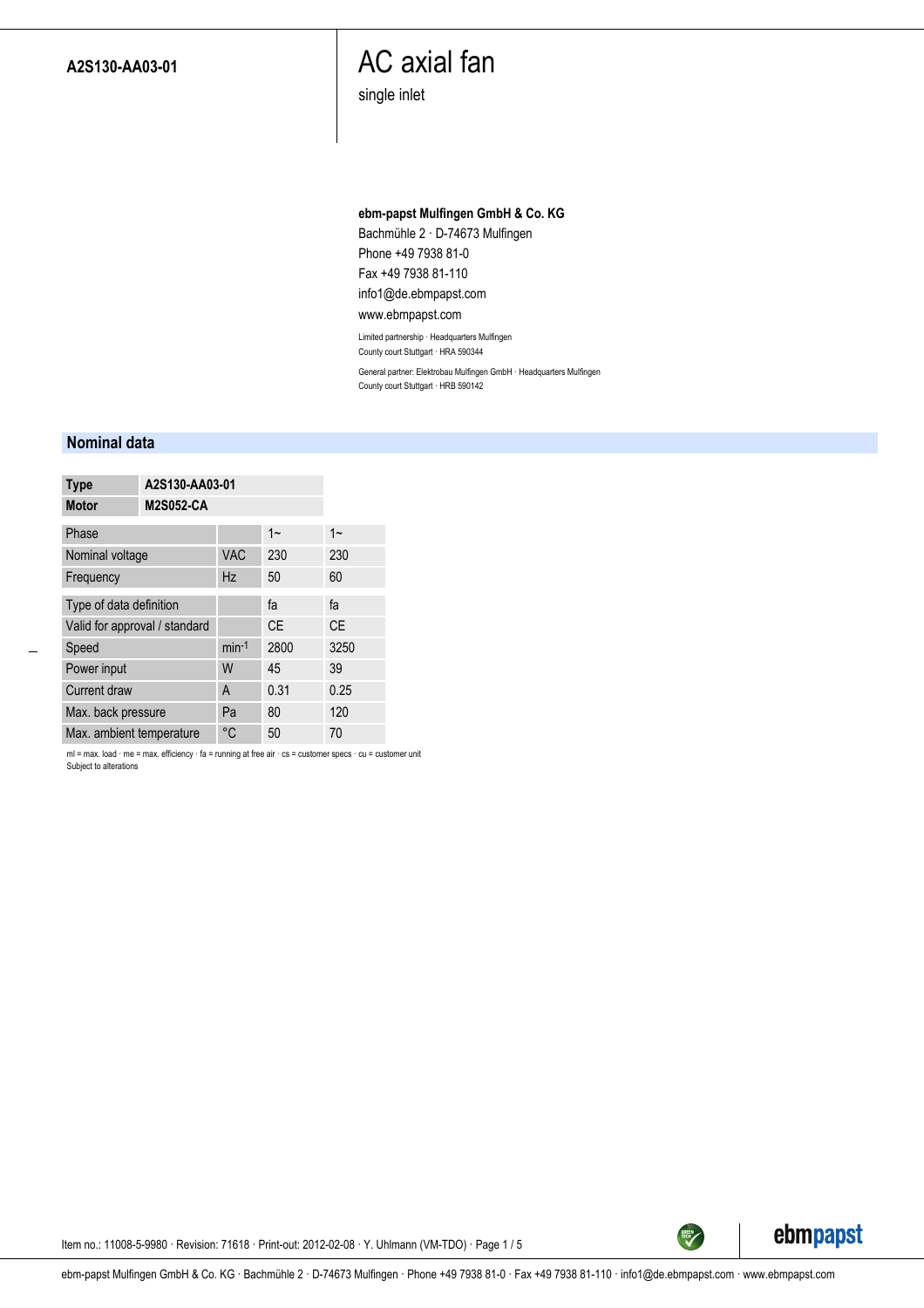**A2S130-AA03-01**

# AC axial fan

single inlet

**ebm-papst Mulfingen GmbH & Co. KG**
Bachmühle 2 · D-74673 Mulfingen
Phone +49 7938 81-0
Fax +49 7938 81-110
info1@de.ebmpapst.com
www.ebmpapst.com

Limited partnership · Headquarters Mulfingen
County court Stuttgart · HRA 590344

General partner: Elektrobau Mulfingen GmbH · Headquarters Mulfingen
County court Stuttgart · HRB 590142

## Nominal data

| **Type** | **A2S130-AA03-01** |
|---|---|
| **Motor** | **M2S052-CA** |

| Phase | | 1~ | 1~ |
|---|---|---|---|
| Nominal voltage | VAC | 230 | 230 |
| Frequency | Hz | 50 | 60 |
| Type of data definition | | fa | fa |
| Valid for approval / standard | | CE | CE |
| Speed | $min^{-1}$ | 2800 | 3250 |
| Power input | W | 45 | 39 |
| Current draw | A | 0.31 | 0.25 |
| Max. back pressure | Pa | 80 | 120 |
| Max. ambient temperature | °C | 50 | 70 |

ml = max. load · me = max. efficiency · fa = running at free air · cs = customer specs · cu = customer unit
Subject to alterations

Item no.: 11008-5-9980 · Revision: 71618 · Print-out: 2012-02-08 · Y. Uhlmann (VM-TDO)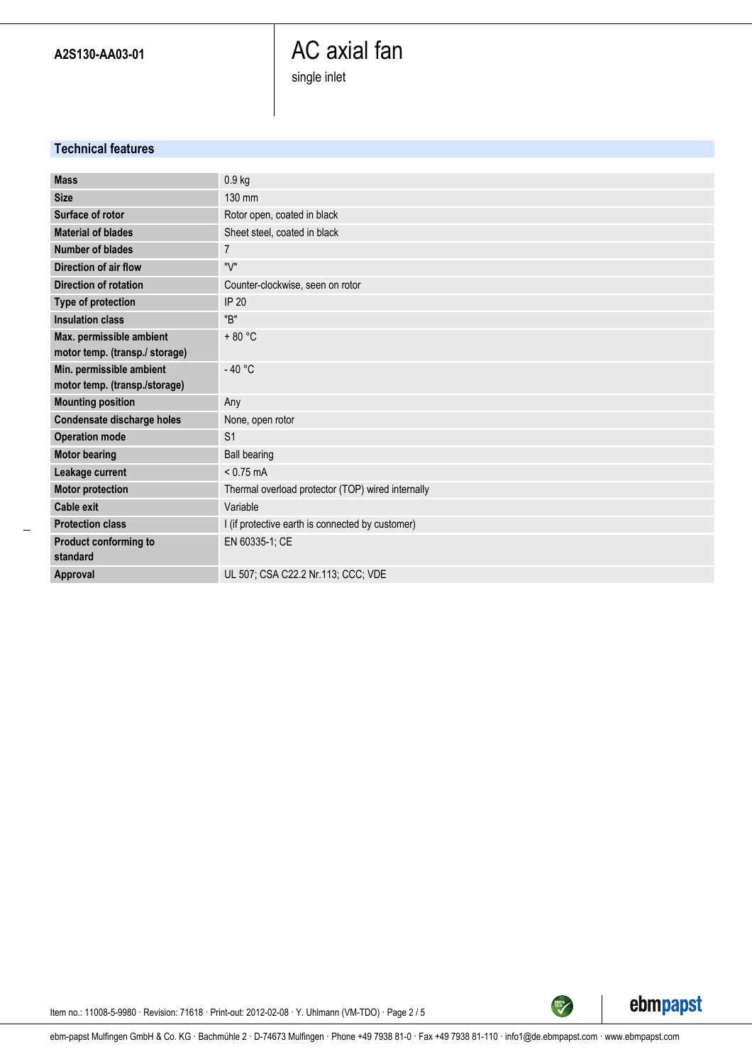**A2S130-AA03-01**

# AC axial fan

single inlet

## Technical features

| | |
|---|---|
| **Mass** | 0.9 kg |
| **Size** | 130 mm |
| **Surface of rotor** | Rotor open, coated in black |
| **Material of blades** | Sheet steel, coated in black |
| **Number of blades** | 7 |
| **Direction of air flow** | "V" |
| **Direction of rotation** | Counter-clockwise, seen on rotor |
| **Type of protection** | IP 20 |
| **Insulation class** | "B" |
| **Max. permissible ambient motor temp. (transp./ storage)** | + 80 °C |
| **Min. permissible ambient motor temp. (transp./storage)** | - 40 °C |
| **Mounting position** | Any |
| **Condensate discharge holes** | None, open rotor |
| **Operation mode** | S1 |
| **Motor bearing** | Ball bearing |
| **Leakage current** | < 0.75 mA |
| **Motor protection** | Thermal overload protector (TOP) wired internally |
| **Cable exit** | Variable |
| **Protection class** | I (if protective earth is connected by customer) |
| **Product conforming to standard** | EN 60335-1; CE |
| **Approval** | UL 507; CSA C22.2 Nr.113; CCC; VDE |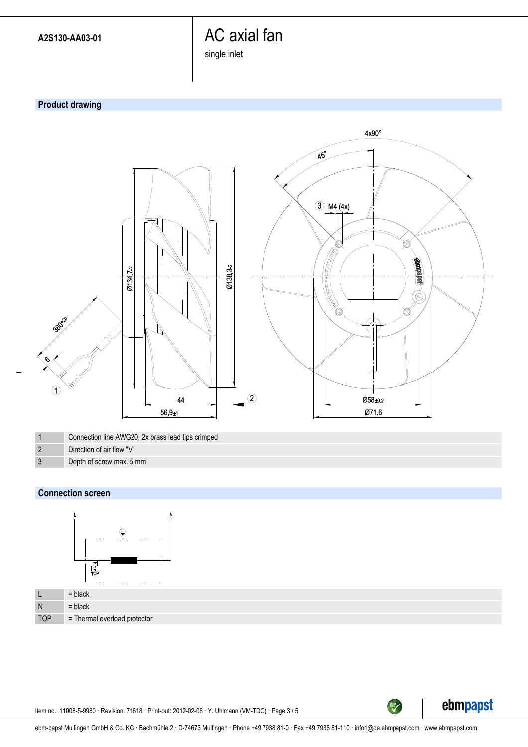A2S130-AA03-01

# AC axial fan

single inlet

## Product drawing

| | |
|---|---|
| 1 | Connection line AWG20, 2x brass lead tips crimped |
| 2 | Direction of air flow "V" |
| 3 | Depth of screw max. 5 mm |

## Connection screen

| | |
|---|---|
| L | = black |
| N | = black |
| TOP | = Thermal overload protector |

Item no.: 11008-5-9980 · Revision: 71618 · Print-out: 2012-02-08 · Y. Uhlmann (VM-TDO)

ebm-papst Mulfingen GmbH & Co. KG · Bachmühle 2 · D-74673 Mulfingen · Phone +49 7938 81-0 · Fax +49 7938 81-110 · info1@de.ebmpapst.com · www.ebmpapst.com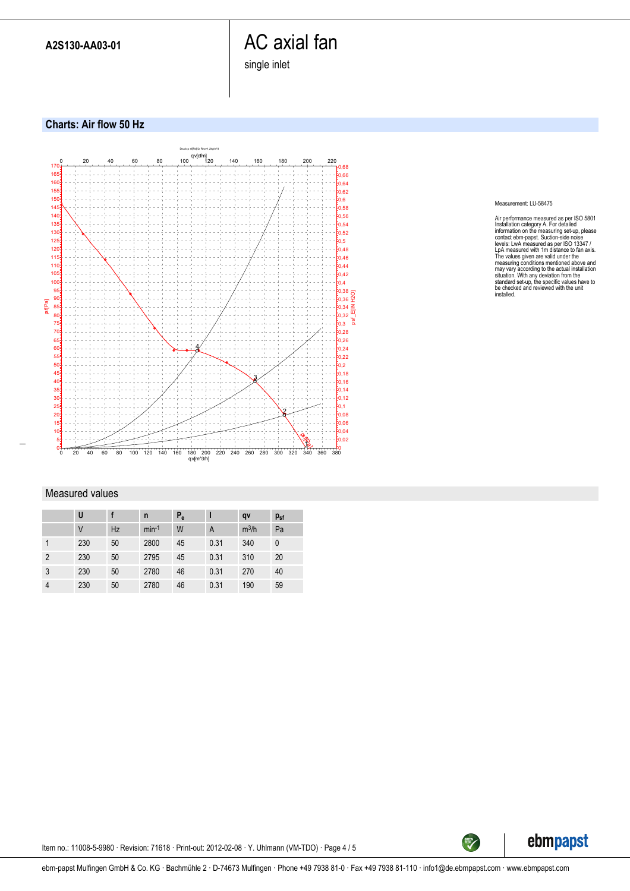A2S130-AA03-01

# AC axial fan

single inlet

## Charts: Air flow 50 Hz

Measurement: LU-58475

Air performance measured as per ISO 5801 Installation category A. For detailed information on the measuring set-up, please contact ebm-papst. Suction-side noise levels: LwA measured as per ISO 13347 / LpA measured with 1m distance to fan axis. The values given are valid under the measuring conditions mentioned above and may vary according to the actual installation situation. With any deviation from the standard set-up, the specific values have to be checked and reviewed with the unit installed.

## Measured values

| | U | f | n | $P_e$ | I | qv | $p_{sf}$ |
|---|---|---|---|---|---|---|---|
| | V | Hz | $min^{-1}$ | W | A | $m^3/h$ | Pa |
| 1 | 230 | 50 | 2800 | 45 | 0.31 | 340 | 0 |
| 2 | 230 | 50 | 2795 | 45 | 0.31 | 310 | 20 |
| 3 | 230 | 50 | 2780 | 46 | 0.31 | 270 | 40 |
| 4 | 230 | 50 | 2780 | 46 | 0.31 | 190 | 59 |

Item no.: 11008-5-9980 · Revision: 71618 · Print-out: 2012-02-08 · Y. Uhlmann (VM-TDO)

ebm-papst Mulfingen GmbH & Co. KG · Bachmühle 2 · D-74673 Mulfingen · Phone +49 7938 81-0 · Fax +49 7938 81-110 · info1@de.ebmpapst.com · www.ebmpapst.com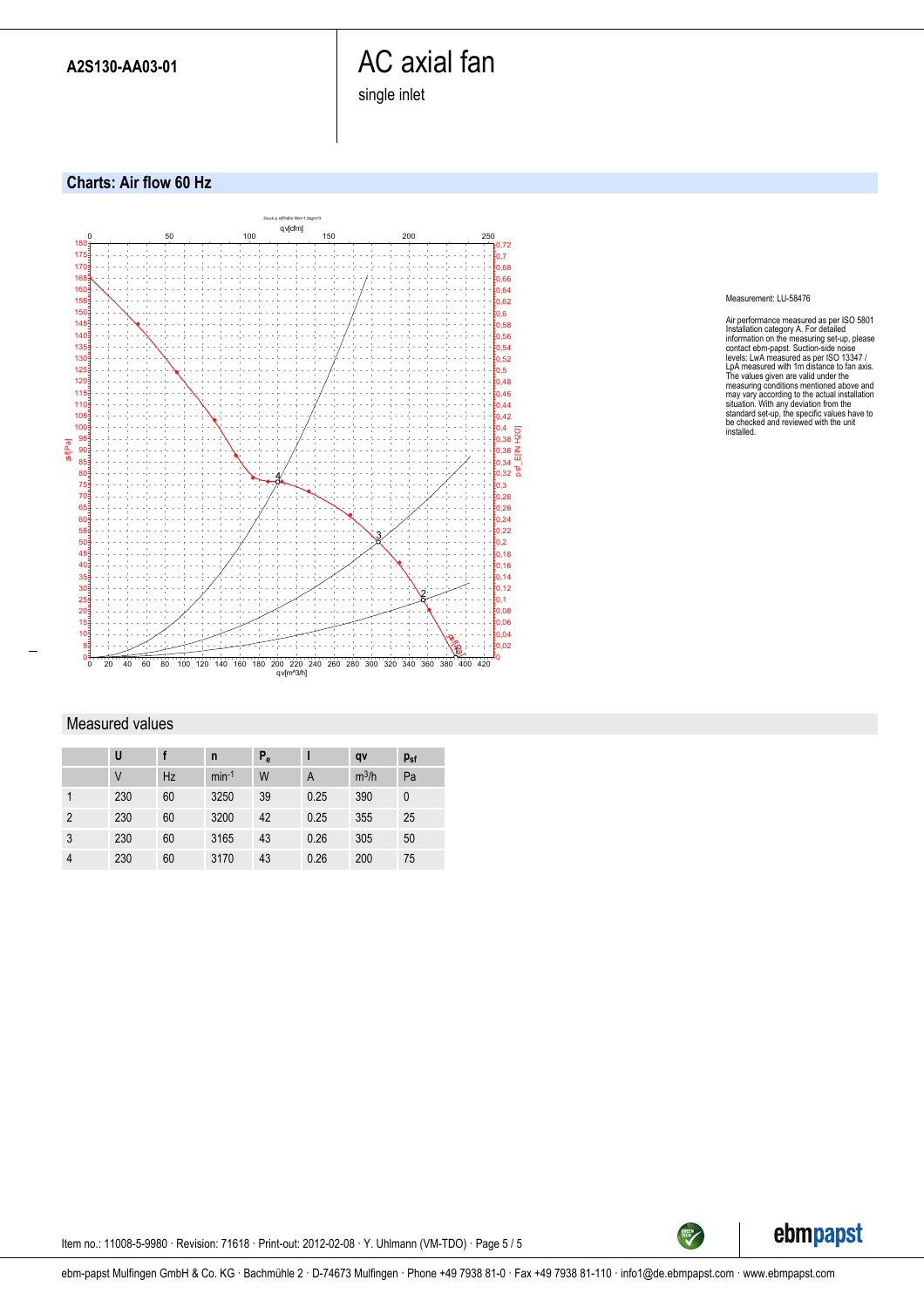**A2S130-AA03-01**

# AC axial fan

single inlet

## Charts: Air flow 60 Hz

Druck p sf[Pa]für Rho=1.2kg/m^3

qv[cfm]

0 50 100 150 200 250

psf[Pa]

psf_E[IN H2O]

qv[m^3/h]

0 20 40 60 80 100 120 140 160 180 200 220 240 260 280 300 320 340 360 380 400 420

Measurement: LU-58476

Air performance measured as per ISO 5801 Installation category A. For detailed information on the measuring set-up, please contact ebm-papst. Suction-side noise levels: LwA measured as per ISO 13347 / LpA measured with 1m distance to fan axis. The values given are valid under the measuring conditions mentioned above and may vary according to the actual installation situation. With any deviation from the standard set-up, the specific values have to be checked and reviewed with the unit installed.

## Measured values

| | U | f | n | $P_e$ | I | qv | $p_{sf}$ |
|---|---|---|---|---|---|---|---|
| | V | Hz | $min^{-1}$ | W | A | $m^3/h$ | Pa |
| 1 | 230 | 60 | 3250 | 39 | 0.25 | 390 | 0 |
| 2 | 230 | 60 | 3200 | 42 | 0.25 | 355 | 25 |
| 3 | 230 | 60 | 3165 | 43 | 0.26 | 305 | 50 |
| 4 | 230 | 60 | 3170 | 43 | 0.26 | 200 | 75 |

Item no.: 11008-5-9980 · Revision: 71618 · Print-out: 2012-02-08 · Y. Uhlmann (VM-TDO)

ebm-papst Mulfingen GmbH & Co. KG · Bachmühle 2 · D-74673 Mulfingen · Phone +49 7938 81-0 · Fax +49 7938 81-110 · info1@de.ebmpapst.com · www.ebmpapst.com